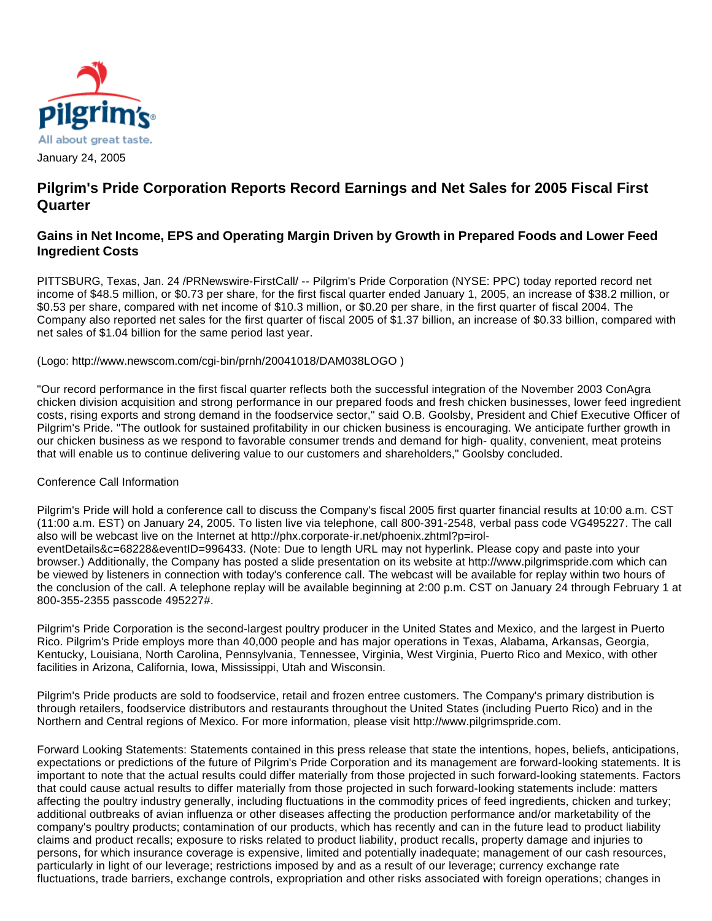January 24, 2005

## Pilgrim's Pride Corporation Reports Record Earnings and Net Sales for 2005 Fiscal First Quarter

### Gains in Net Income, EPS and Operating Margin Driven by Growth in Prepared Foods and Lower Feed Ingredient Costs

PITTSBURG, Texas, Jan. 24 /PRNewswire-FirstCall/ -- Pilgrim's Pride Corporation (NYSE: PPC) today reported record net income of $48.5 million, or $0.73 per share, for the first fiscal quarter ended January 1, 2005, an increase of $38.2 million, or $0.53 per share, compared with net income of $10.3 million, or $0.20 per share, in the first quarter of fiscal 2004. The Company also reported net sales for the first quarter of fiscal 2005 of $1.37 billion, an increase of $0.33 billion, compared with net sales of $1.04 billion for the same period last year.

(Logo: http://www.newscom.com/cgi-bin/prnh/20041018/DAM038LOGO )

"Our record performance in the first fiscal quarter reflects both the successful integration of the November 2003 ConAgra chicken division acquisition and strong performance in our prepared foods and fresh chicken businesses, lower feed ingredient costs, rising exports and strong demand in the foodservice sector," said O.B. Goolsby, President and Chief Executive Officer of Pilgrim's Pride. "The outlook for sustained profitability in our chicken business is encouraging. We anticipate further growth in our chicken business as we respond to favorable consumer trends and demand for high- quality, convenient, meat proteins that will enable us to continue delivering value to our customers and shareholders," Goolsby concluded.

Conference Call Information

Pilgrim's Pride will hold a conference call to discuss the Company's fiscal 2005 first quarter financial results at 10:00 a.m. CST (11:00 a.m. EST) on January 24, 2005. To listen live via telephone, call 800-391-2548, verbal pass code VG495227. The call also will be webcast live on the Internet at http://phx.corporate-ir.net/phoenix.zhtml?p=irol-eventDetails&c=68228&eventID=996433. (Note: Due to length URL may not hyperlink. Please copy and paste into your browser.) Additionally, the Company has posted a slide presentation on its website at http://www.pilgrimspride.com which can be viewed by listeners in connection with today's conference call. The webcast will be available for replay within two hours of the conclusion of the call. A telephone replay will be available beginning at 2:00 p.m. CST on January 24 through February 1 at 800-355-2355 passcode 495227#.

Pilgrim's Pride Corporation is the second-largest poultry producer in the United States and Mexico, and the largest in Puerto Rico. Pilgrim's Pride employs more than 40,000 people and has major operations in Texas, Alabama, Arkansas, Georgia, Kentucky, Louisiana, North Carolina, Pennsylvania, Tennessee, Virginia, West Virginia, Puerto Rico and Mexico, with other facilities in Arizona, California, Iowa, Mississippi, Utah and Wisconsin.

Pilgrim's Pride products are sold to foodservice, retail and frozen entree customers. The Company's primary distribution is through retailers, foodservice distributors and restaurants throughout the United States (including Puerto Rico) and in the Northern and Central regions of Mexico. For more information, please visit http://www.pilgrimspride.com.

Forward Looking Statements: Statements contained in this press release that state the intentions, hopes, beliefs, anticipations, expectations or predictions of the future of Pilgrim's Pride Corporation and its management are forward-looking statements. It is important to note that the actual results could differ materially from those projected in such forward-looking statements. Factors that could cause actual results to differ materially from those projected in such forward-looking statements include: matters affecting the poultry industry generally, including fluctuations in the commodity prices of feed ingredients, chicken and turkey; additional outbreaks of avian influenza or other diseases affecting the production performance and/or marketability of the company's poultry products; contamination of our products, which has recently and can in the future lead to product liability claims and product recalls; exposure to risks related to product liability, product recalls, property damage and injuries to persons, for which insurance coverage is expensive, limited and potentially inadequate; management of our cash resources, particularly in light of our leverage; restrictions imposed by and as a result of our leverage; currency exchange rate fluctuations, trade barriers, exchange controls, expropriation and other risks associated with foreign operations; changes in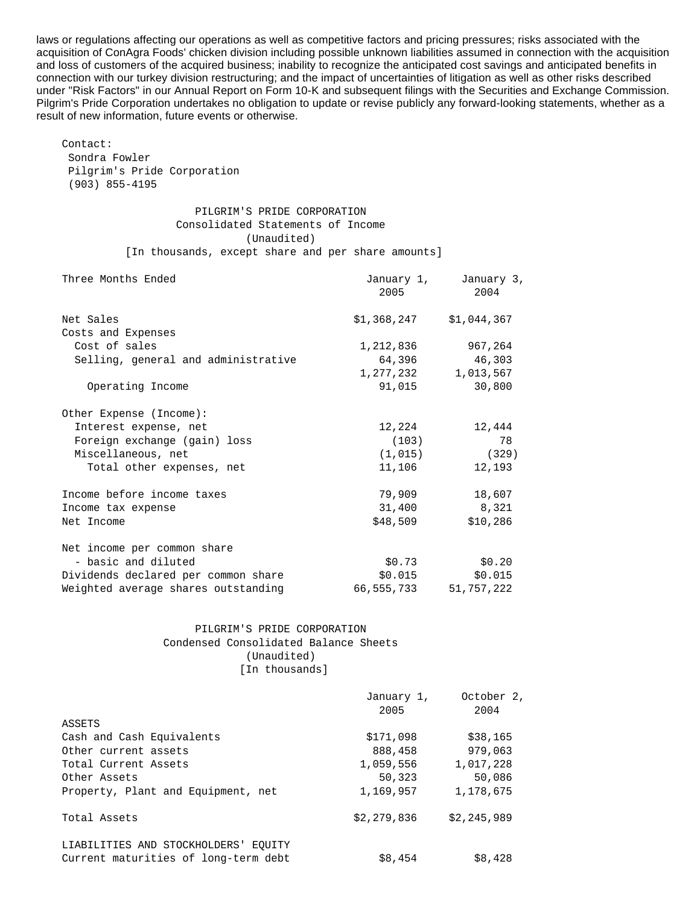laws or regulations affecting our operations as well as competitive factors and pricing pressures; risks associated with the acquisition of ConAgra Foods' chicken division including possible unknown liabilities assumed in connection with the acquisition and loss of customers of the acquired business; inability to recognize the anticipated cost savings and anticipated benefits in connection with our turkey division restructuring; and the impact of uncertainties of litigation as well as other risks described under "Risk Factors" in our Annual Report on Form 10-K and subsequent filings with the Securities and Exchange Commission. Pilgrim's Pride Corporation undertakes no obligation to update or revise publicly any forward-looking statements, whether as a result of new information, future events or otherwise.

Contact:
Sondra Fowler
Pilgrim's Pride Corporation
(903) 855-4195

PILGRIM'S PRIDE CORPORATION
Consolidated Statements of Income
(Unaudited)
[In thousands, except share and per share amounts]

| Three Months Ended | January 1, 2005 | January 3, 2004 |
|---|---|---|
| Net Sales | $1,368,247 | $1,044,367 |
| Costs and Expenses | | |
| Cost of sales | 1,212,836 | 967,264 |
| Selling, general and administrative | 64,396 | 46,303 |
| | 1,277,232 | 1,013,567 |
| Operating Income | 91,015 | 30,800 |
| Other Expense (Income): | | |
| Interest expense, net | 12,224 | 12,444 |
| Foreign exchange (gain) loss | (103) | 78 |
| Miscellaneous, net | (1,015) | (329) |
| Total other expenses, net | 11,106 | 12,193 |
| Income before income taxes | 79,909 | 18,607 |
| Income tax expense | 31,400 | 8,321 |
| Net Income | $48,509 | $10,286 |
| Net income per common share - basic and diluted | $0.73 | $0.20 |
| Dividends declared per common share | $0.015 | $0.015 |
| Weighted average shares outstanding | 66,555,733 | 51,757,222 |

PILGRIM'S PRIDE CORPORATION
Condensed Consolidated Balance Sheets
(Unaudited)
[In thousands]

| | January 1, 2005 | October 2, 2004 |
|---|---|---|
| ASSETS | | |
| Cash and Cash Equivalents | $171,098 | $38,165 |
| Other current assets | 888,458 | 979,063 |
| Total Current Assets | 1,059,556 | 1,017,228 |
| Other Assets | 50,323 | 50,086 |
| Property, Plant and Equipment, net | 1,169,957 | 1,178,675 |
| Total Assets | $2,279,836 | $2,245,989 |
| LIABILITIES AND STOCKHOLDERS' EQUITY | | |
| Current maturities of long-term debt | $8,454 | $8,428 |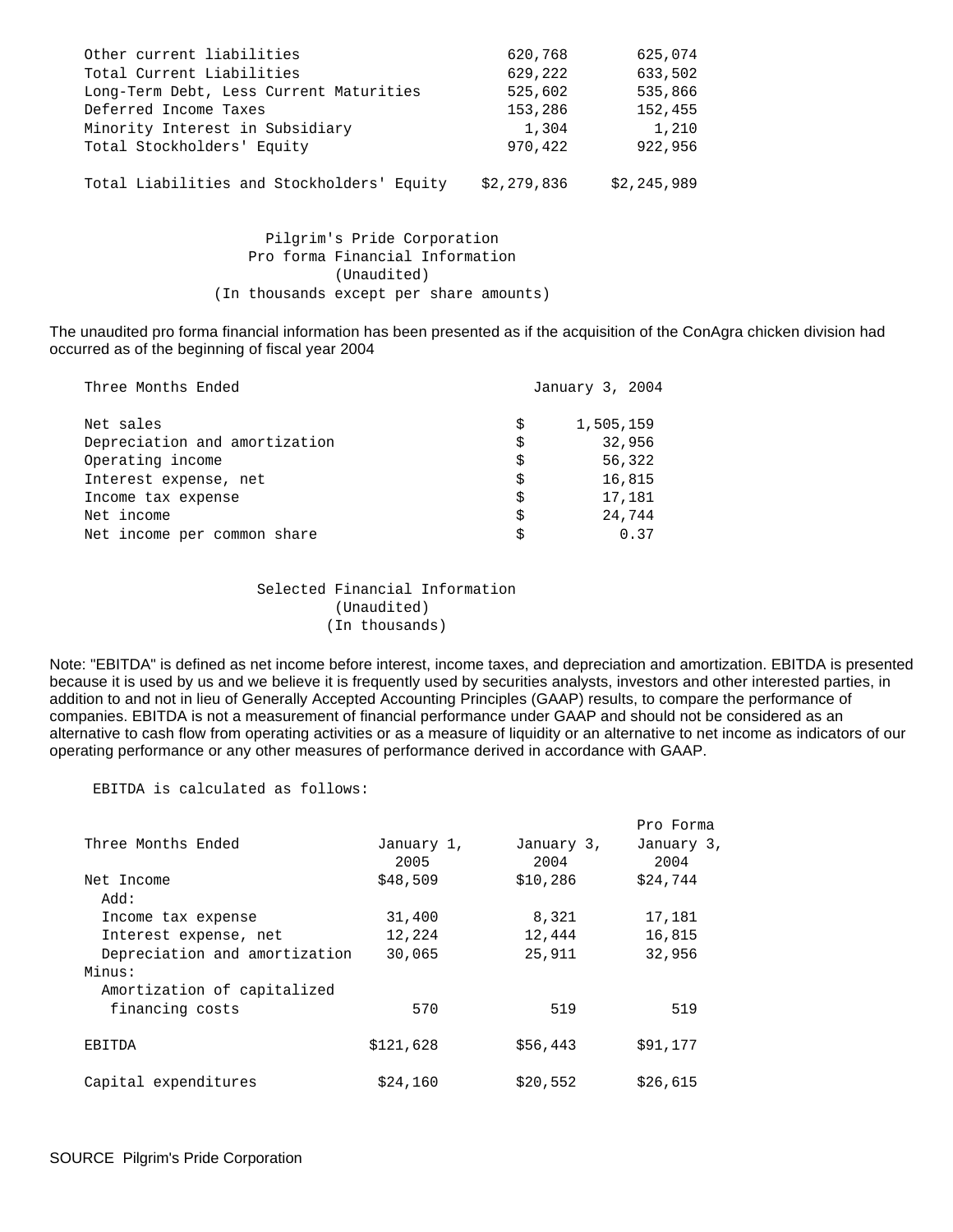| | | |
|---|---|---|
| Other current liabilities | 620,768 | 625,074 |
| Total Current Liabilities | 629,222 | 633,502 |
| Long-Term Debt, Less Current Maturities | 525,602 | 535,866 |
| Deferred Income Taxes | 153,286 | 152,455 |
| Minority Interest in Subsidiary | 1,304 | 1,210 |
| Total Stockholders' Equity | 970,422 | 922,956 |
| Total Liabilities and Stockholders' Equity | $2,279,836 | $2,245,989 |

Pilgrim's Pride Corporation
Pro forma Financial Information
(Unaudited)
(In thousands except per share amounts)

The unaudited pro forma financial information has been presented as if the acquisition of the ConAgra chicken division had occurred as of the beginning of fiscal year 2004

| Three Months Ended | January 3, 2004 |
|---|---|
| Net sales | $ 1,505,159 |
| Depreciation and amortization | $ 32,956 |
| Operating income | $ 56,322 |
| Interest expense, net | $ 16,815 |
| Income tax expense | $ 17,181 |
| Net income | $ 24,744 |
| Net income per common share | $ 0.37 |

Selected Financial Information
(Unaudited)
(In thousands)

Note: "EBITDA" is defined as net income before interest, income taxes, and depreciation and amortization. EBITDA is presented because it is used by us and we believe it is frequently used by securities analysts, investors and other interested parties, in addition to and not in lieu of Generally Accepted Accounting Principles (GAAP) results, to compare the performance of companies. EBITDA is not a measurement of financial performance under GAAP and should not be considered as an alternative to cash flow from operating activities or as a measure of liquidity or an alternative to net income as indicators of our operating performance or any other measures of performance derived in accordance with GAAP.

EBITDA is calculated as follows:

| Three Months Ended | January 1, 2005 | January 3, 2004 | Pro Forma January 3, 2004 |
|---|---|---|---|
| Net Income | $48,509 | $10,286 | $24,744 |
| Add: | | | |
| Income tax expense | 31,400 | 8,321 | 17,181 |
| Interest expense, net | 12,224 | 12,444 | 16,815 |
| Depreciation and amortization | 30,065 | 25,911 | 32,956 |
| Minus: | | | |
| Amortization of capitalized financing costs | 570 | 519 | 519 |
| EBITDA | $121,628 | $56,443 | $91,177 |
| Capital expenditures | $24,160 | $20,552 | $26,615 |

SOURCE Pilgrim's Pride Corporation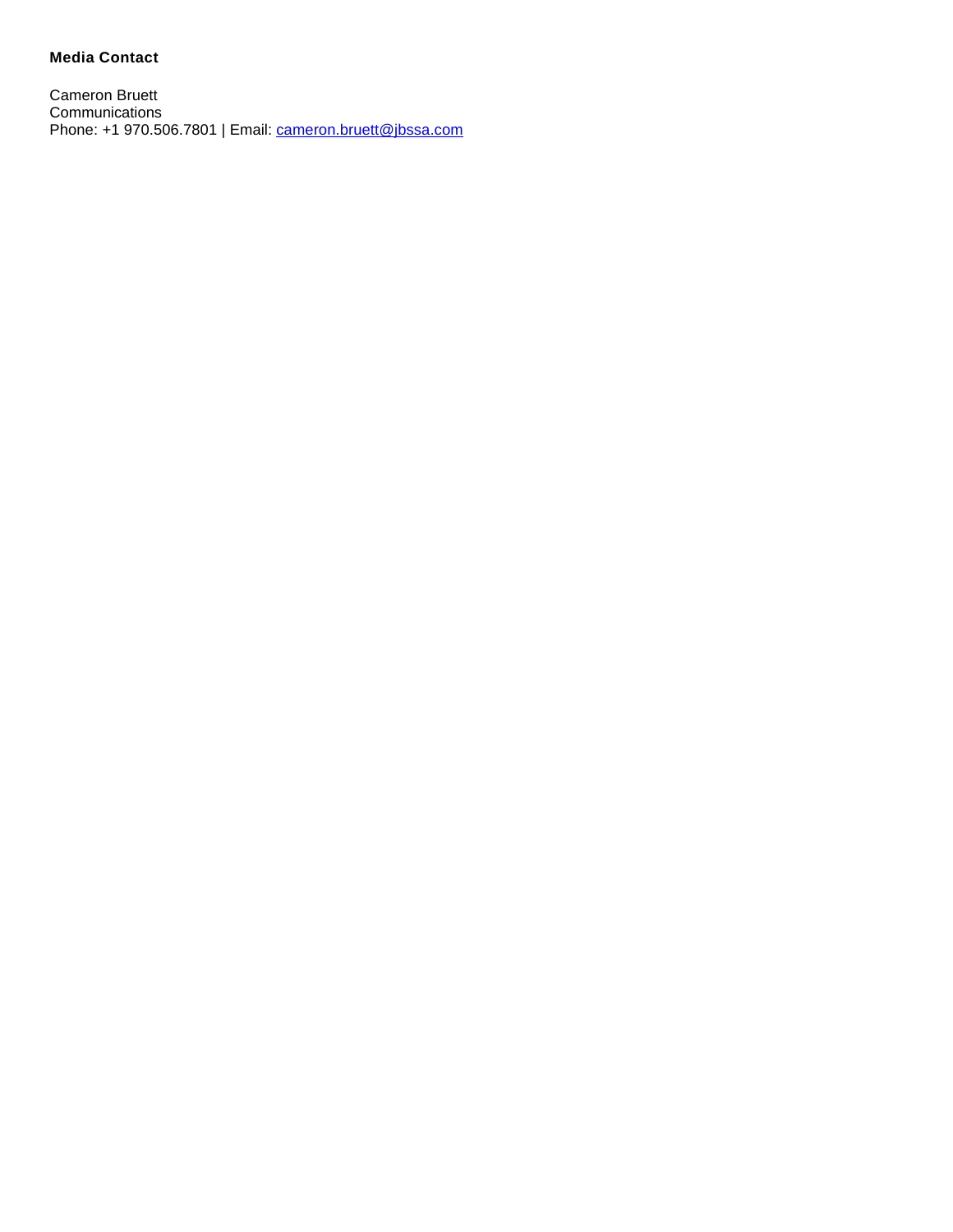**Media Contact**

Cameron Bruett
Communications
Phone: +1 970.506.7801 | Email: cameron.bruett@jbssa.com